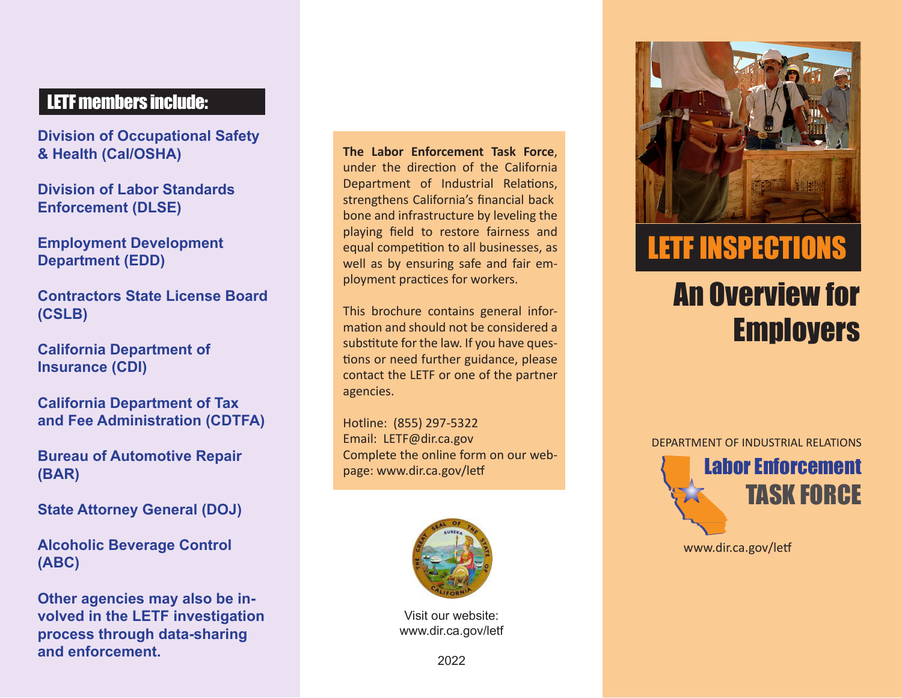## LETF members include:

**Division of Occupational Safety & Health (Cal/OSHA)**

**Division of Labor Standards Enforcement (DLSE)**

**Employment Development Department (EDD)**

**Contractors State License Board (CSLB)**

**California Department of Insurance (CDI)**

**California Department of Tax and Fee Administration (CDTFA)**

**Bureau of Automotive Repair (BAR)**

**State Attorney General (DOJ)**

**Alcoholic Beverage Control (ABC)**

**Other agencies may also be involved in the LETF investigation process through data-sharing and enforcement.**

**The Labor Enforcement Task Force**, under the direction of the California Department of Industrial Relations, strengthens California's financial back bone and infrastructure by leveling the playing field to restore fairness and equal competition to all businesses, as well as by ensuring safe and fair employment practices for workers.

This brochure contains general information and should not be considered a substitute for the law. If you have questions or need further guidance, please contact the LETF or one of the partner agencies.

Hotline: (855) 297-5322
Email: LETF@dir.ca.gov
Complete the online form on our webpage: www.dir.ca.gov/letf

Visit our website:
www.dir.ca.gov/letf

2022

# LETF INSPECTIONS

# An Overview for Employers

DEPARTMENT OF INDUSTRIAL RELATIONS

**Labor Enforcement TASK FORCE**

www.dir.ca.gov/letf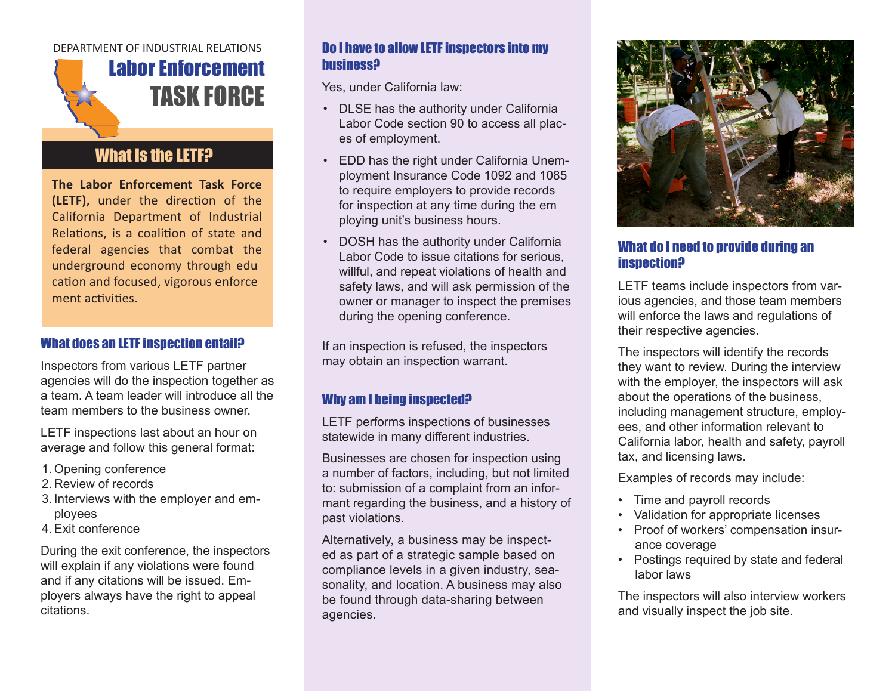DEPARTMENT OF INDUSTRIAL RELATIONS

# Labor Enforcement TASK FORCE

## What Is the LETF?

**The Labor Enforcement Task Force (LETF),** under the direction of the California Department of Industrial Relations, is a coalition of state and federal agencies that combat the underground economy through education and focused, vigorous enforcement activities.

### What does an LETF inspection entail?

Inspectors from various LETF partner agencies will do the inspection together as a team. A team leader will introduce all the team members to the business owner.

LETF inspections last about an hour on average and follow this general format:

1. Opening conference
2. Review of records
3. Interviews with the employer and employees
4. Exit conference

During the exit conference, the inspectors will explain if any violations were found and if any citations will be issued. Employers always have the right to appeal citations.

### Do I have to allow LETF inspectors into my business?

Yes, under California law:

- DLSE has the authority under California Labor Code section 90 to access all places of employment.
- EDD has the right under California Unemployment Insurance Code 1092 and 1085 to require employers to provide records for inspection at any time during the employing unit's business hours.
- DOSH has the authority under California Labor Code to issue citations for serious, willful, and repeat violations of health and safety laws, and will ask permission of the owner or manager to inspect the premises during the opening conference.

If an inspection is refused, the inspectors may obtain an inspection warrant.

### Why am I being inspected?

LETF performs inspections of businesses statewide in many different industries.

Businesses are chosen for inspection using a number of factors, including, but not limited to: submission of a complaint from an informant regarding the business, and a history of past violations.

Alternatively, a business may be inspected as part of a strategic sample based on compliance levels in a given industry, seasonality, and location. A business may also be found through data-sharing between agencies.

### What do I need to provide during an inspection?

LETF teams include inspectors from various agencies, and those team members will enforce the laws and regulations of their respective agencies.

The inspectors will identify the records they want to review. During the interview with the employer, the inspectors will ask about the operations of the business, including management structure, employees, and other information relevant to California labor, health and safety, payroll tax, and licensing laws.

Examples of records may include:

- Time and payroll records
- Validation for appropriate licenses
- Proof of workers' compensation insurance coverage
- Postings required by state and federal labor laws

The inspectors will also interview workers and visually inspect the job site.